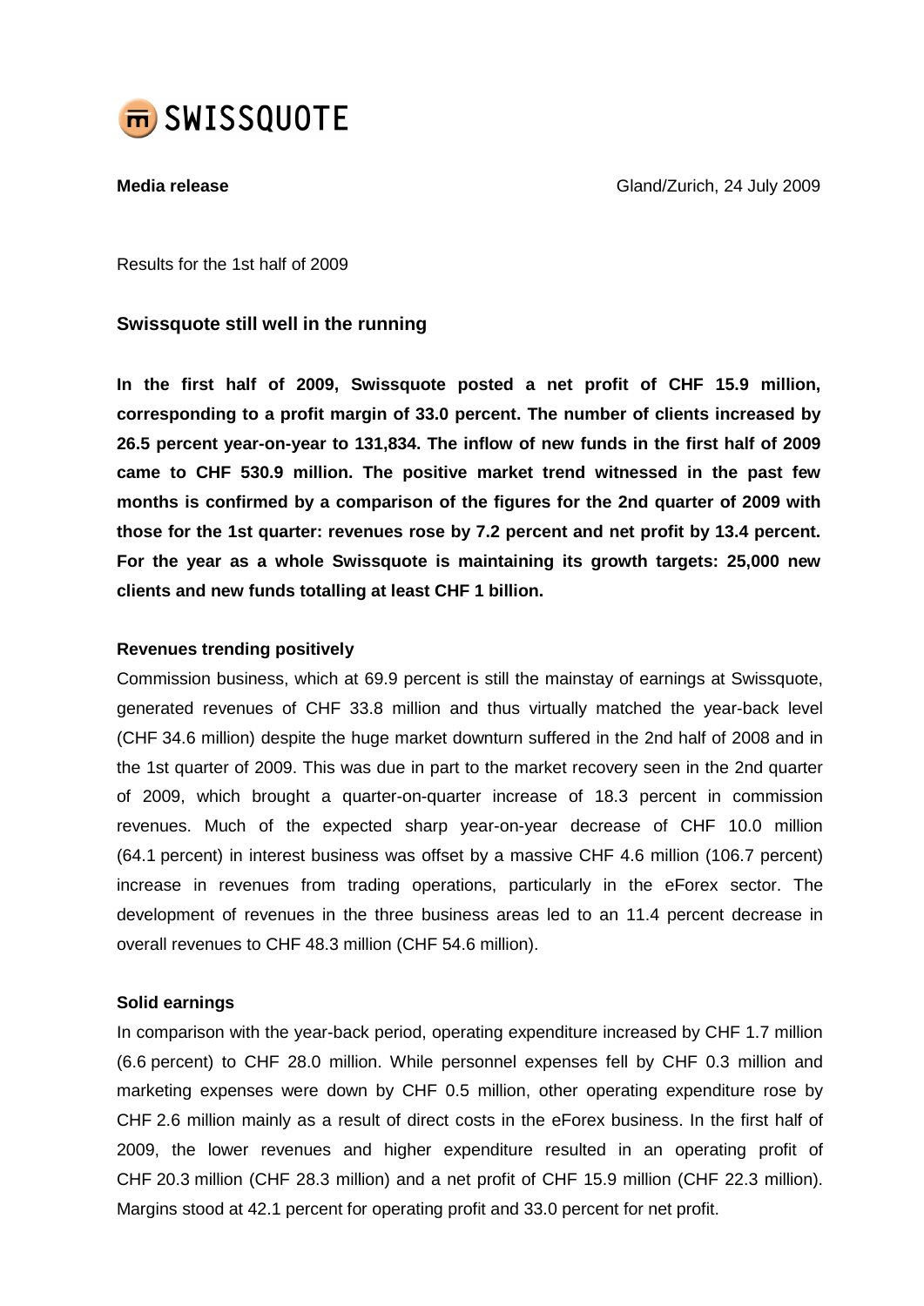SWISSQUOTE

**Media release** Gland/Zurich, 24 July 2009

Results for the 1st half of 2009

## Swissquote still well in the running

**In the first half of 2009, Swissquote posted a net profit of CHF 15.9 million, corresponding to a profit margin of 33.0 percent. The number of clients increased by 26.5 percent year-on-year to 131,834. The inflow of new funds in the first half of 2009 came to CHF 530.9 million. The positive market trend witnessed in the past few months is confirmed by a comparison of the figures for the 2nd quarter of 2009 with those for the 1st quarter: revenues rose by 7.2 percent and net profit by 13.4 percent. For the year as a whole Swissquote is maintaining its growth targets: 25,000 new clients and new funds totalling at least CHF 1 billion.**

### Revenues trending positively

Commission business, which at 69.9 percent is still the mainstay of earnings at Swissquote, generated revenues of CHF 33.8 million and thus virtually matched the year-back level (CHF 34.6 million) despite the huge market downturn suffered in the 2nd half of 2008 and in the 1st quarter of 2009. This was due in part to the market recovery seen in the 2nd quarter of 2009, which brought a quarter-on-quarter increase of 18.3 percent in commission revenues. Much of the expected sharp year-on-year decrease of CHF 10.0 million (64.1 percent) in interest business was offset by a massive CHF 4.6 million (106.7 percent) increase in revenues from trading operations, particularly in the eForex sector. The development of revenues in the three business areas led to an 11.4 percent decrease in overall revenues to CHF 48.3 million (CHF 54.6 million).

### Solid earnings

In comparison with the year-back period, operating expenditure increased by CHF 1.7 million (6.6 percent) to CHF 28.0 million. While personnel expenses fell by CHF 0.3 million and marketing expenses were down by CHF 0.5 million, other operating expenditure rose by CHF 2.6 million mainly as a result of direct costs in the eForex business. In the first half of 2009, the lower revenues and higher expenditure resulted in an operating profit of CHF 20.3 million (CHF 28.3 million) and a net profit of CHF 15.9 million (CHF 22.3 million). Margins stood at 42.1 percent for operating profit and 33.0 percent for net profit.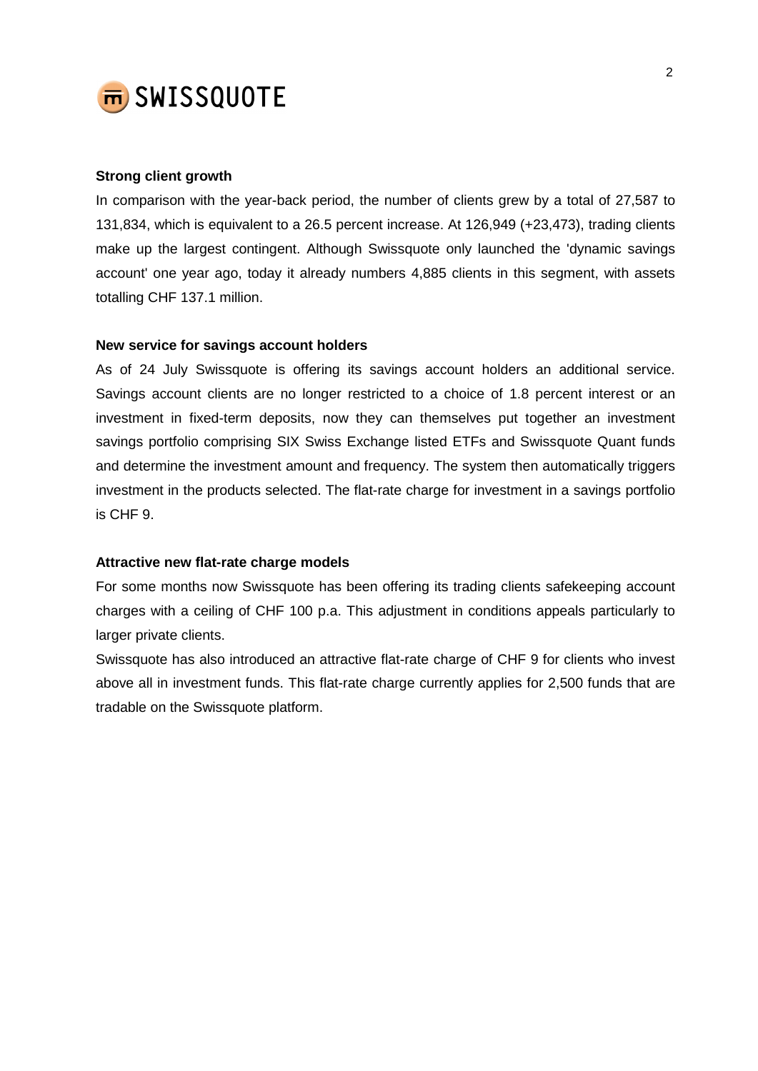**Strong client growth**

In comparison with the year-back period, the number of clients grew by a total of 27,587 to 131,834, which is equivalent to a 26.5 percent increase. At 126,949 (+23,473), trading clients make up the largest contingent. Although Swissquote only launched the 'dynamic savings account' one year ago, today it already numbers 4,885 clients in this segment, with assets totalling CHF 137.1 million.

**New service for savings account holders**

As of 24 July Swissquote is offering its savings account holders an additional service. Savings account clients are no longer restricted to a choice of 1.8 percent interest or an investment in fixed-term deposits, now they can themselves put together an investment savings portfolio comprising SIX Swiss Exchange listed ETFs and Swissquote Quant funds and determine the investment amount and frequency. The system then automatically triggers investment in the products selected. The flat-rate charge for investment in a savings portfolio is CHF 9.

**Attractive new flat-rate charge models**

For some months now Swissquote has been offering its trading clients safekeeping account charges with a ceiling of CHF 100 p.a. This adjustment in conditions appeals particularly to larger private clients.

Swissquote has also introduced an attractive flat-rate charge of CHF 9 for clients who invest above all in investment funds. This flat-rate charge currently applies for 2,500 funds that are tradable on the Swissquote platform.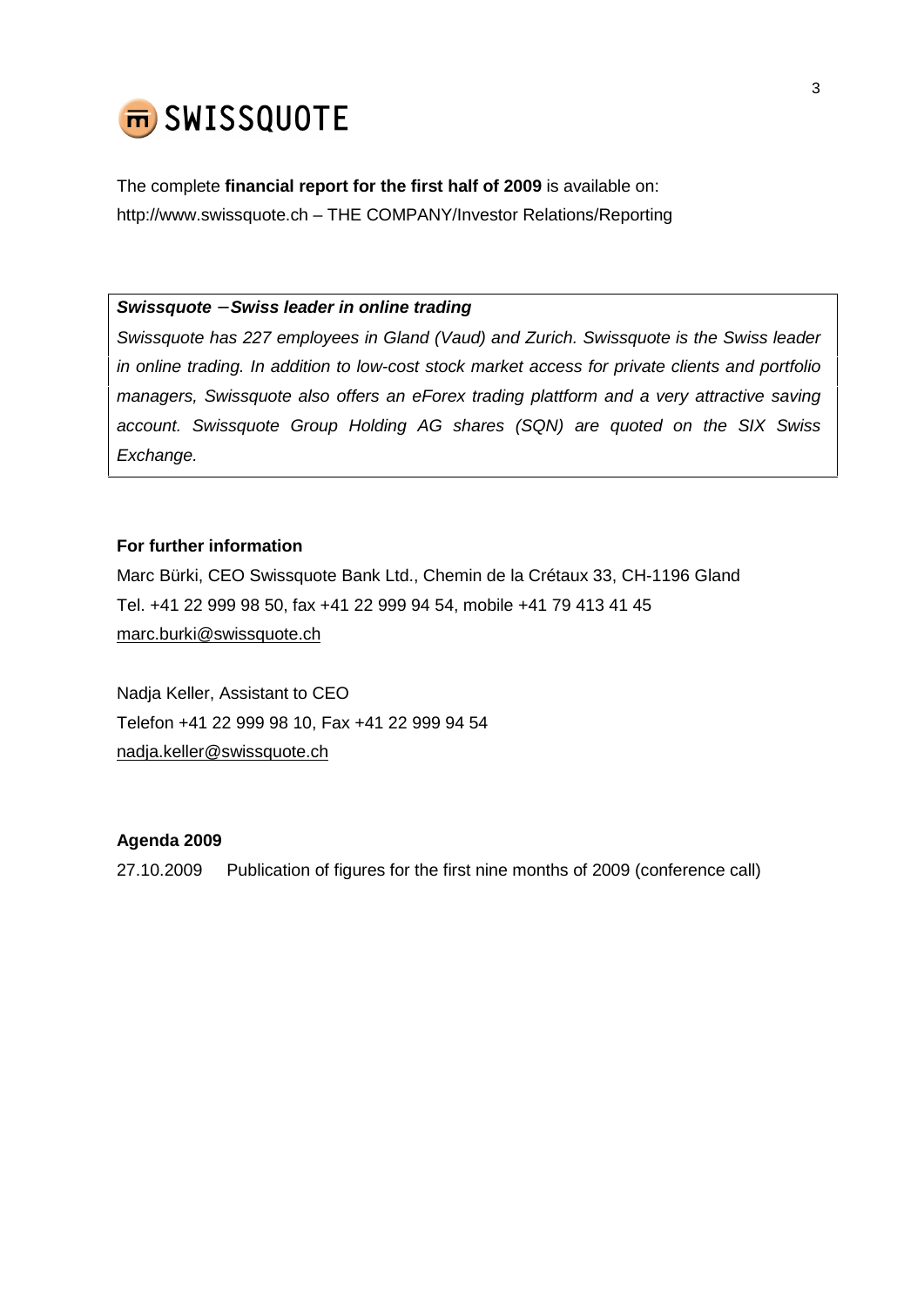The complete **financial report for the first half of 2009** is available on:
http://www.swissquote.ch – THE COMPANY/Investor Relations/Reporting

***Swissquote – Swiss leader in online trading***

*Swissquote has 227 employees in Gland (Vaud) and Zurich. Swissquote is the Swiss leader in online trading. In addition to low-cost stock market access for private clients and portfolio managers, Swissquote also offers an eForex trading plattform and a very attractive saving account. Swissquote Group Holding AG shares (SQN) are quoted on the SIX Swiss Exchange.*

**For further information**

Marc Bürki, CEO Swissquote Bank Ltd., Chemin de la Crétaux 33, CH-1196 Gland
Tel. +41 22 999 98 50, fax +41 22 999 94 54, mobile +41 79 413 41 45
marc.burki@swissquote.ch

Nadja Keller, Assistant to CEO
Telefon +41 22 999 98 10, Fax +41 22 999 94 54
nadja.keller@swissquote.ch

**Agenda 2009**

27.10.2009 Publication of figures for the first nine months of 2009 (conference call)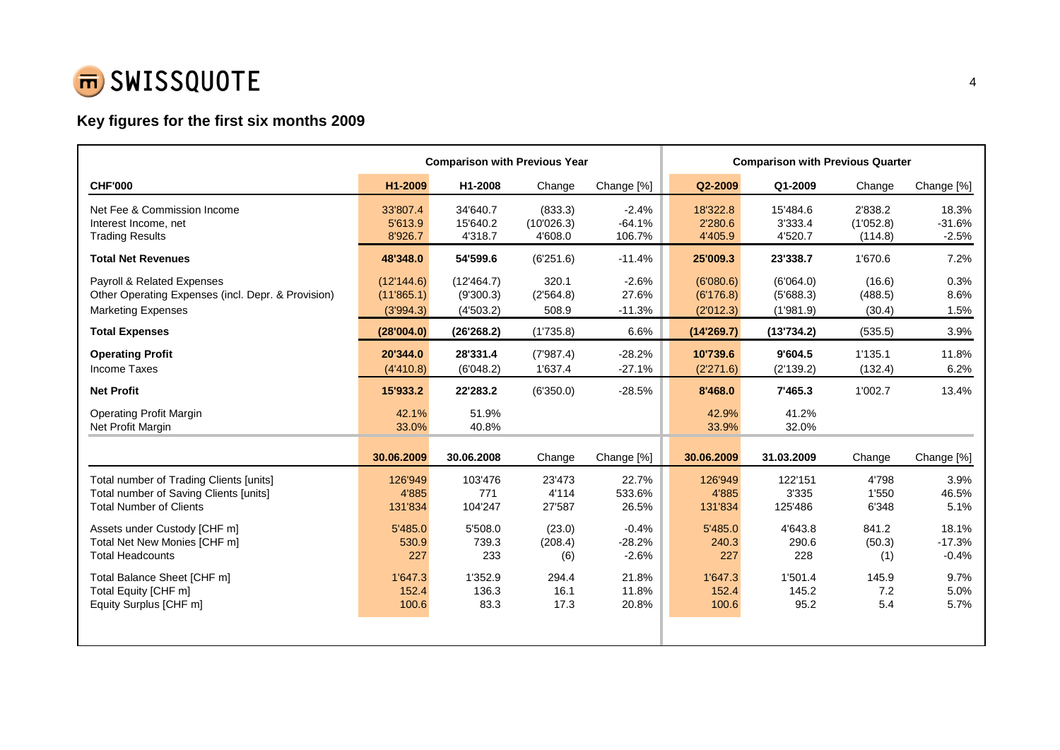SWISSQUOTE

## Key figures for the first six months 2009

| | Comparison with Previous Year | | | | Comparison with Previous Quarter | | | |
|---|---|---|---|---|---|---|---|---|
| **CHF'000** | **H1-2009** | **H1-2008** | Change | Change [%] | **Q2-2009** | **Q1-2009** | Change | Change [%] |
| Net Fee & Commission Income | 33'807.4 | 34'640.7 | (833.3) | -2.4% | 18'322.8 | 15'484.6 | 2'838.2 | 18.3% |
| Interest Income, net | 5'613.9 | 15'640.2 | (10'026.3) | -64.1% | 2'280.6 | 3'333.4 | (1'052.8) | -31.6% |
| Trading Results | 8'926.7 | 4'318.7 | 4'608.0 | 106.7% | 4'405.9 | 4'520.7 | (114.8) | -2.5% |
| **Total Net Revenues** | **48'348.0** | **54'599.6** | (6'251.6) | -11.4% | **25'009.3** | **23'338.7** | 1'670.6 | 7.2% |
| Payroll & Related Expenses | (12'144.6) | (12'464.7) | 320.1 | -2.6% | (6'080.6) | (6'064.0) | (16.6) | 0.3% |
| Other Operating Expenses (incl. Depr. & Provision) | (11'865.1) | (9'300.3) | (2'564.8) | 27.6% | (6'176.8) | (5'688.3) | (488.5) | 8.6% |
| Marketing Expenses | (3'994.3) | (4'503.2) | 508.9 | -11.3% | (2'012.3) | (1'981.9) | (30.4) | 1.5% |
| **Total Expenses** | **(28'004.0)** | **(26'268.2)** | (1'735.8) | 6.6% | **(14'269.7)** | **(13'734.2)** | (535.5) | 3.9% |
| **Operating Profit** | **20'344.0** | **28'331.4** | (7'987.4) | -28.2% | **10'739.6** | **9'604.5** | 1'135.1 | 11.8% |
| Income Taxes | (4'410.8) | (6'048.2) | 1'637.4 | -27.1% | (2'271.6) | (2'139.2) | (132.4) | 6.2% |
| **Net Profit** | **15'933.2** | **22'283.2** | (6'350.0) | -28.5% | **8'468.0** | **7'465.3** | 1'002.7 | 13.4% |
| Operating Profit Margin | 42.1% | 51.9% | | | 42.9% | 41.2% | | |
| Net Profit Margin | 33.0% | 40.8% | | | 33.9% | 32.0% | | |
| | **30.06.2009** | **30.06.2008** | Change | Change [%] | **30.06.2009** | **31.03.2009** | Change | Change [%] |
| Total number of Trading Clients [units] | 126'949 | 103'476 | 23'473 | 22.7% | 126'949 | 122'151 | 4'798 | 3.9% |
| Total number of Saving Clients [units] | 4'885 | 771 | 4'114 | 533.6% | 4'885 | 3'335 | 1'550 | 46.5% |
| Total Number of Clients | 131'834 | 104'247 | 27'587 | 26.5% | 131'834 | 125'486 | 6'348 | 5.1% |
| Assets under Custody [CHF m] | 5'485.0 | 5'508.0 | (23.0) | -0.4% | 5'485.0 | 4'643.8 | 841.2 | 18.1% |
| Total Net New Monies [CHF m] | 530.9 | 739.3 | (208.4) | -28.2% | 240.3 | 290.6 | (50.3) | -17.3% |
| Total Headcounts | 227 | 233 | (6) | -2.6% | 227 | 228 | (1) | -0.4% |
| Total Balance Sheet [CHF m] | 1'647.3 | 1'352.9 | 294.4 | 21.8% | 1'647.3 | 1'501.4 | 145.9 | 9.7% |
| Total Equity [CHF m] | 152.4 | 136.3 | 16.1 | 11.8% | 152.4 | 145.2 | 7.2 | 5.0% |
| Equity Surplus [CHF m] | 100.6 | 83.3 | 17.3 | 20.8% | 100.6 | 95.2 | 5.4 | 5.7% |